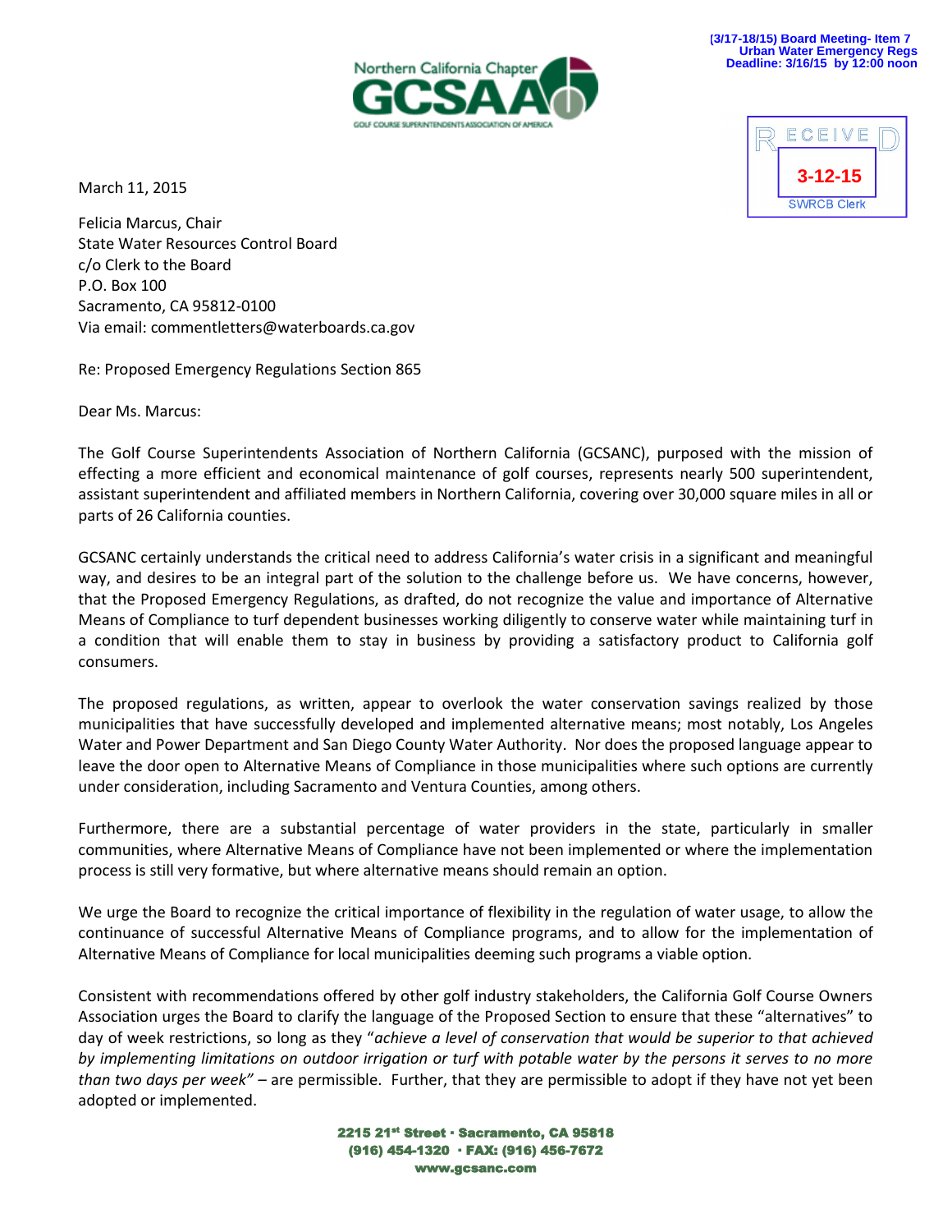(3/17-18/15) Board Meeting- Item 7
Urban Water Emergency Regs
Deadline: 3/16/15 by 12:00 noon

Northern California Chapter GCSAA
GOLF COURSE SUPERINTENDENTS ASSOCIATION OF AMERICA

RECEIVED
3-12-15
SWRCB Clerk

March 11, 2015

Felicia Marcus, Chair
State Water Resources Control Board
c/o Clerk to the Board
P.O. Box 100
Sacramento, CA 95812-0100
Via email: commentletters@waterboards.ca.gov

Re: Proposed Emergency Regulations Section 865

Dear Ms. Marcus:

The Golf Course Superintendents Association of Northern California (GCSANC), purposed with the mission of effecting a more efficient and economical maintenance of golf courses, represents nearly 500 superintendent, assistant superintendent and affiliated members in Northern California, covering over 30,000 square miles in all or parts of 26 California counties.

GCSANC certainly understands the critical need to address California's water crisis in a significant and meaningful way, and desires to be an integral part of the solution to the challenge before us. We have concerns, however, that the Proposed Emergency Regulations, as drafted, do not recognize the value and importance of Alternative Means of Compliance to turf dependent businesses working diligently to conserve water while maintaining turf in a condition that will enable them to stay in business by providing a satisfactory product to California golf consumers.

The proposed regulations, as written, appear to overlook the water conservation savings realized by those municipalities that have successfully developed and implemented alternative means; most notably, Los Angeles Water and Power Department and San Diego County Water Authority. Nor does the proposed language appear to leave the door open to Alternative Means of Compliance in those municipalities where such options are currently under consideration, including Sacramento and Ventura Counties, among others.

Furthermore, there are a substantial percentage of water providers in the state, particularly in smaller communities, where Alternative Means of Compliance have not been implemented or where the implementation process is still very formative, but where alternative means should remain an option.

We urge the Board to recognize the critical importance of flexibility in the regulation of water usage, to allow the continuance of successful Alternative Means of Compliance programs, and to allow for the implementation of Alternative Means of Compliance for local municipalities deeming such programs a viable option.

Consistent with recommendations offered by other golf industry stakeholders, the California Golf Course Owners Association urges the Board to clarify the language of the Proposed Section to ensure that these "alternatives" to day of week restrictions, so long as they "*achieve a level of conservation that would be superior to that achieved by implementing limitations on outdoor irrigation or turf with potable water by the persons it serves to no more than two days per week*" – are permissible. Further, that they are permissible to adopt if they have not yet been adopted or implemented.

**2215 21st Street · Sacramento, CA 95818**
**(916) 454-1320 · FAX: (916) 456-7672**
**www.gcsanc.com**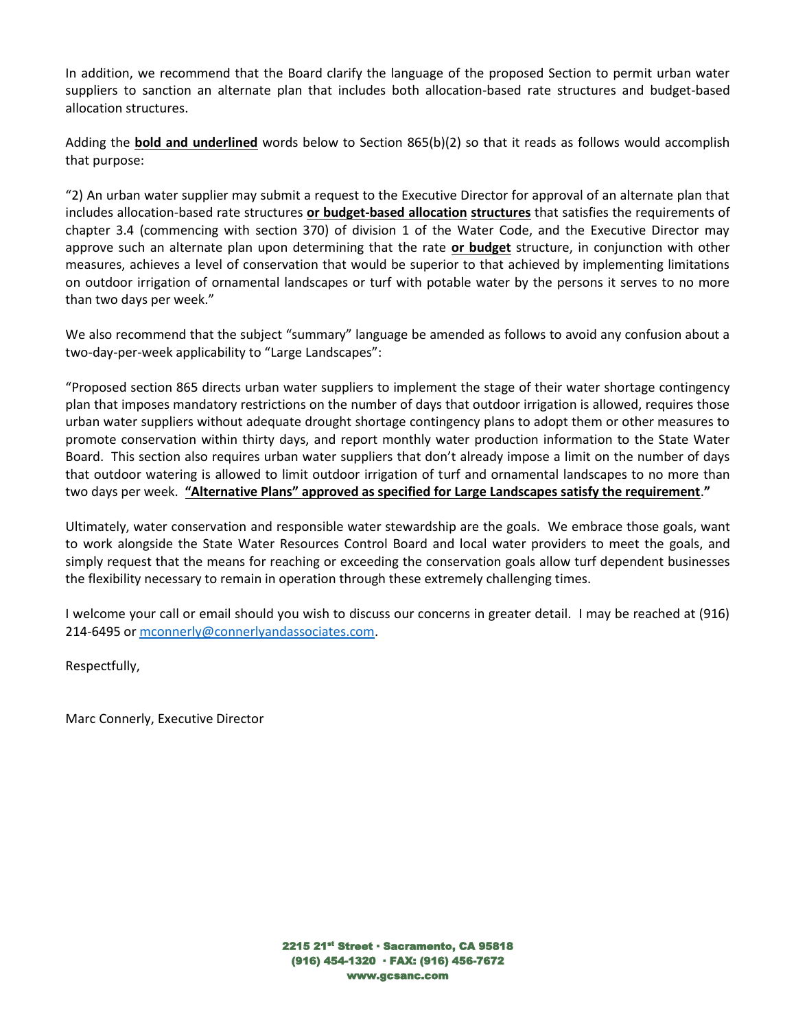In addition, we recommend that the Board clarify the language of the proposed Section to permit urban water suppliers to sanction an alternate plan that includes both allocation-based rate structures and budget-based allocation structures.

Adding the **<u>bold and underlined</u>** words below to Section 865(b)(2) so that it reads as follows would accomplish that purpose:

"2) An urban water supplier may submit a request to the Executive Director for approval of an alternate plan that includes allocation-based rate structures **<u>or budget-based allocation</u>** **<u>structures</u>** that satisfies the requirements of chapter 3.4 (commencing with section 370) of division 1 of the Water Code, and the Executive Director may approve such an alternate plan upon determining that the rate **<u>or budget</u>** structure, in conjunction with other measures, achieves a level of conservation that would be superior to that achieved by implementing limitations on outdoor irrigation of ornamental landscapes or turf with potable water by the persons it serves to no more than two days per week."

We also recommend that the subject "summary" language be amended as follows to avoid any confusion about a two-day-per-week applicability to "Large Landscapes":

"Proposed section 865 directs urban water suppliers to implement the stage of their water shortage contingency plan that imposes mandatory restrictions on the number of days that outdoor irrigation is allowed, requires those urban water suppliers without adequate drought shortage contingency plans to adopt them or other measures to promote conservation within thirty days, and report monthly water production information to the State Water Board. This section also requires urban water suppliers that don't already impose a limit on the number of days that outdoor watering is allowed to limit outdoor irrigation of turf and ornamental landscapes to no more than two days per week. **<u>"Alternative Plans" approved as specified for Large Landscapes satisfy the requirement</u>**.**"**

Ultimately, water conservation and responsible water stewardship are the goals. We embrace those goals, want to work alongside the State Water Resources Control Board and local water providers to meet the goals, and simply request that the means for reaching or exceeding the conservation goals allow turf dependent businesses the flexibility necessary to remain in operation through these extremely challenging times.

I welcome your call or email should you wish to discuss our concerns in greater detail. I may be reached at (916) 214-6495 or mconnerly@connerlyandassociates.com.

Respectfully,

Marc Connerly, Executive Director

2215 21st Street · Sacramento, CA 95818
(916) 454-1320 · FAX: (916) 456-7672
www.gcsanc.com